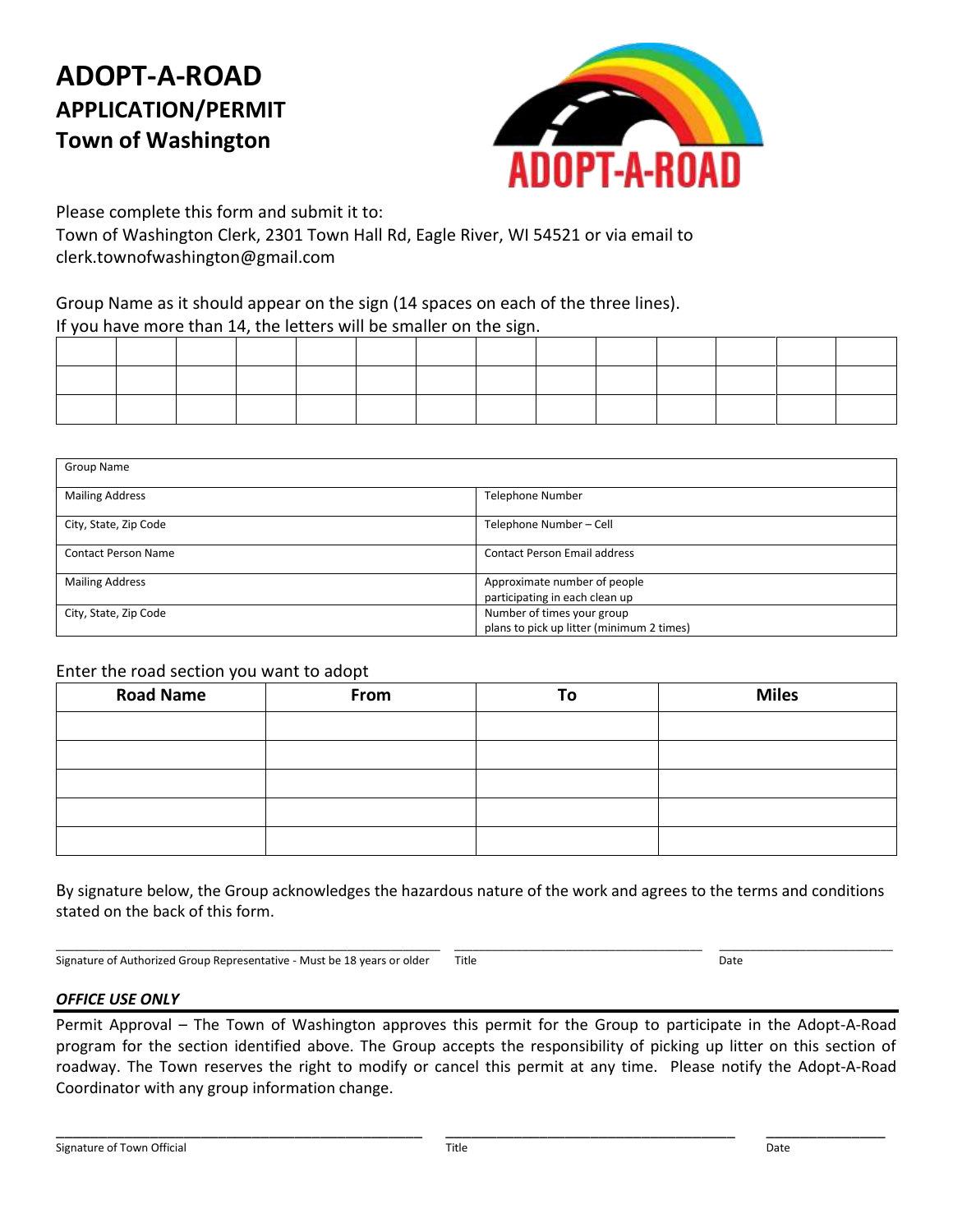# ADOPT-A-ROAD
## APPLICATION/PERMIT
## Town of Washington

Please complete this form and submit it to:
Town of Washington Clerk, 2301 Town Hall Rd, Eagle River, WI 54521 or via email to clerk.townofwashington@gmail.com

Group Name as it should appear on the sign (14 spaces on each of the three lines).
If you have more than 14, the letters will be smaller on the sign.

| | | | | | | | | | | | | | |
|---|---|---|---|---|---|---|---|---|---|---|---|---|---|
| | | | | | | | | | | | | | |
| | | | | | | | | | | | | | |
| | | | | | | | | | | | | | |

| Group Name | |
|---|---|
| Mailing Address | Telephone Number |
| City, State, Zip Code | Telephone Number – Cell |
| Contact Person Name | Contact Person Email address |
| Mailing Address | Approximate number of people participating in each clean up |
| City, State, Zip Code | Number of times your group plans to pick up litter (minimum 2 times) |

Enter the road section you want to adopt

| Road Name | From | To | Miles |
|---|---|---|---|
| | | | |
| | | | |
| | | | |
| | | | |
| | | | |

By signature below, the Group acknowledges the hazardous nature of the work and agrees to the terms and conditions stated on the back of this form.

_______________________________________________ _______________________________ ______________________
Signature of Authorized Group Representative - Must be 18 years or older Title Date

***OFFICE USE ONLY***

Permit Approval – The Town of Washington approves this permit for the Group to participate in the Adopt-A-Road program for the section identified above. The Group accepts the responsibility of picking up litter on this section of roadway. The Town reserves the right to modify or cancel this permit at any time. Please notify the Adopt-A-Road Coordinator with any group information change.

_______________________________________________ _______________________________ ______________________
Signature of Town Official Title Date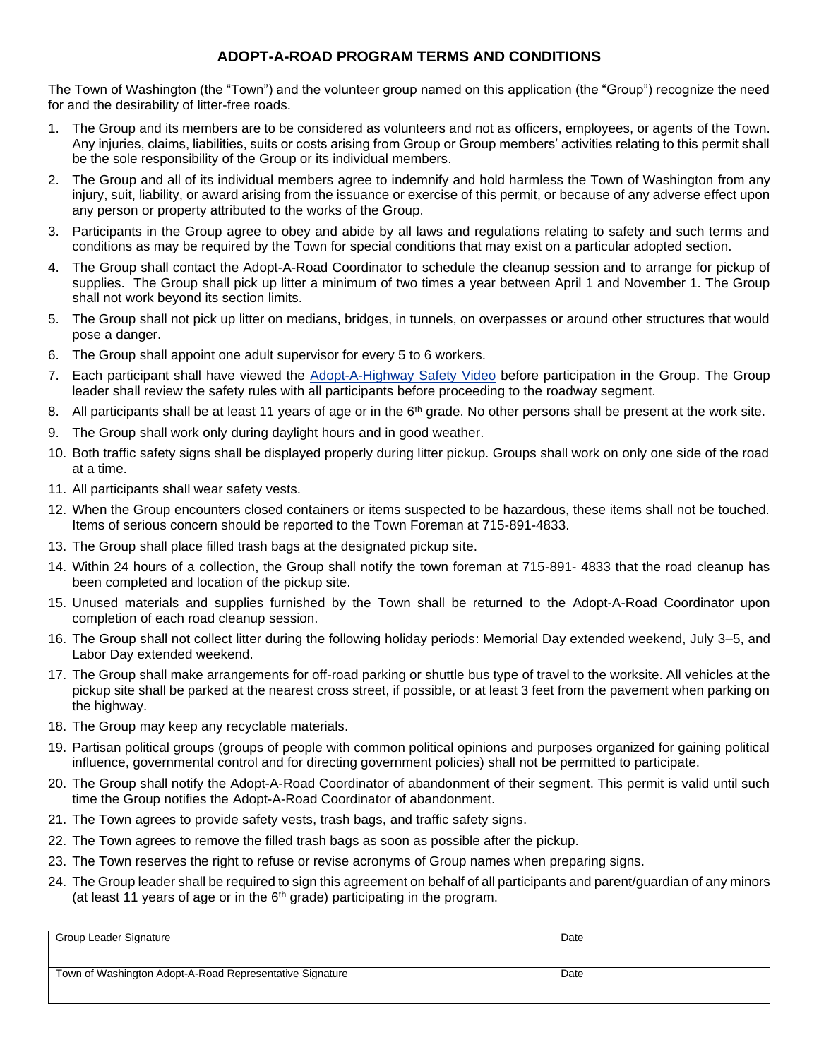## ADOPT-A-ROAD PROGRAM TERMS AND CONDITIONS

The Town of Washington (the "Town") and the volunteer group named on this application (the "Group") recognize the need for and the desirability of litter-free roads.

1. The Group and its members are to be considered as volunteers and not as officers, employees, or agents of the Town. Any injuries, claims, liabilities, suits or costs arising from Group or Group members' activities relating to this permit shall be the sole responsibility of the Group or its individual members.
2. The Group and all of its individual members agree to indemnify and hold harmless the Town of Washington from any injury, suit, liability, or award arising from the issuance or exercise of this permit, or because of any adverse effect upon any person or property attributed to the works of the Group.
3. Participants in the Group agree to obey and abide by all laws and regulations relating to safety and such terms and conditions as may be required by the Town for special conditions that may exist on a particular adopted section.
4. The Group shall contact the Adopt-A-Road Coordinator to schedule the cleanup session and to arrange for pickup of supplies. The Group shall pick up litter a minimum of two times a year between April 1 and November 1. The Group shall not work beyond its section limits.
5. The Group shall not pick up litter on medians, bridges, in tunnels, on overpasses or around other structures that would pose a danger.
6. The Group shall appoint one adult supervisor for every 5 to 6 workers.
7. Each participant shall have viewed the Adopt-A-Highway Safety Video before participation in the Group. The Group leader shall review the safety rules with all participants before proceeding to the roadway segment.
8. All participants shall be at least 11 years of age or in the 6th grade. No other persons shall be present at the work site.
9. The Group shall work only during daylight hours and in good weather.
10. Both traffic safety signs shall be displayed properly during litter pickup. Groups shall work on only one side of the road at a time.
11. All participants shall wear safety vests.
12. When the Group encounters closed containers or items suspected to be hazardous, these items shall not be touched. Items of serious concern should be reported to the Town Foreman at 715-891-4833.
13. The Group shall place filled trash bags at the designated pickup site.
14. Within 24 hours of a collection, the Group shall notify the town foreman at 715-891- 4833 that the road cleanup has been completed and location of the pickup site.
15. Unused materials and supplies furnished by the Town shall be returned to the Adopt-A-Road Coordinator upon completion of each road cleanup session.
16. The Group shall not collect litter during the following holiday periods: Memorial Day extended weekend, July 3–5, and Labor Day extended weekend.
17. The Group shall make arrangements for off-road parking or shuttle bus type of travel to the worksite. All vehicles at the pickup site shall be parked at the nearest cross street, if possible, or at least 3 feet from the pavement when parking on the highway.
18. The Group may keep any recyclable materials.
19. Partisan political groups (groups of people with common political opinions and purposes organized for gaining political influence, governmental control and for directing government policies) shall not be permitted to participate.
20. The Group shall notify the Adopt-A-Road Coordinator of abandonment of their segment. This permit is valid until such time the Group notifies the Adopt-A-Road Coordinator of abandonment.
21. The Town agrees to provide safety vests, trash bags, and traffic safety signs.
22. The Town agrees to remove the filled trash bags as soon as possible after the pickup.
23. The Town reserves the right to refuse or revise acronyms of Group names when preparing signs.
24. The Group leader shall be required to sign this agreement on behalf of all participants and parent/guardian of any minors (at least 11 years of age or in the 6th grade) participating in the program.

| | |
|---|---|
| Group Leader Signature | Date |
| Town of Washington Adopt-A-Road Representative Signature | Date |